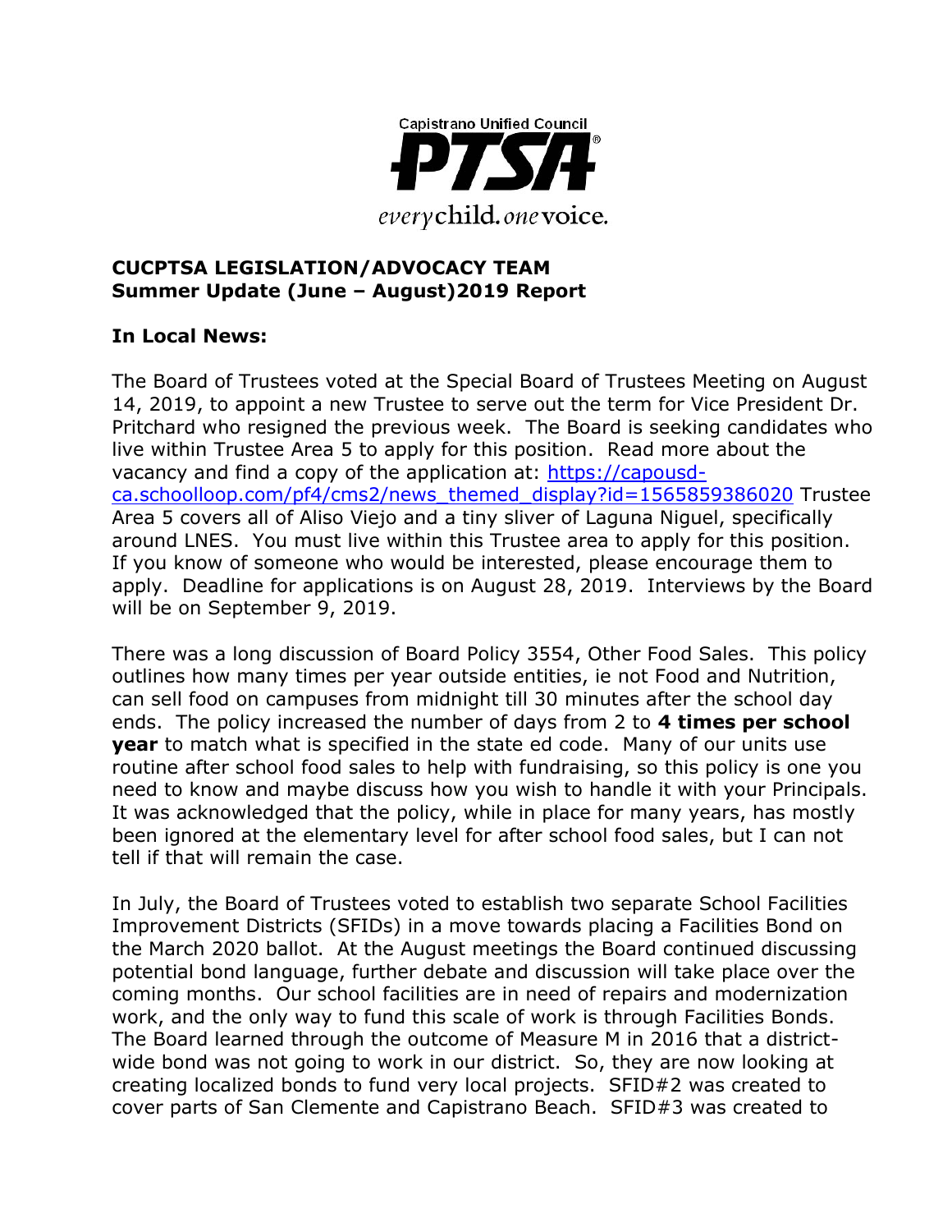Capistrano Unified Council

PTSA

*every* child. *one* voice.

**CUCPTSA LEGISLATION/ADVOCACY TEAM**
**Summer Update (June – August)2019 Report**

## In Local News:

The Board of Trustees voted at the Special Board of Trustees Meeting on August 14, 2019, to appoint a new Trustee to serve out the term for Vice President Dr. Pritchard who resigned the previous week. The Board is seeking candidates who live within Trustee Area 5 to apply for this position. Read more about the vacancy and find a copy of the application at: [https://capousd-ca.schoolloop.com/pf4/cms2/news_themed_display?id=1565859386020](https://capousd-ca.schoolloop.com/pf4/cms2/news_themed_display?id=1565859386020) Trustee Area 5 covers all of Aliso Viejo and a tiny sliver of Laguna Niguel, specifically around LNES. You must live within this Trustee area to apply for this position. If you know of someone who would be interested, please encourage them to apply. Deadline for applications is on August 28, 2019. Interviews by the Board will be on September 9, 2019.

There was a long discussion of Board Policy 3554, Other Food Sales. This policy outlines how many times per year outside entities, ie not Food and Nutrition, can sell food on campuses from midnight till 30 minutes after the school day ends. The policy increased the number of days from 2 to **4 times per school year** to match what is specified in the state ed code. Many of our units use routine after school food sales to help with fundraising, so this policy is one you need to know and maybe discuss how you wish to handle it with your Principals. It was acknowledged that the policy, while in place for many years, has mostly been ignored at the elementary level for after school food sales, but I can not tell if that will remain the case.

In July, the Board of Trustees voted to establish two separate School Facilities Improvement Districts (SFIDs) in a move towards placing a Facilities Bond on the March 2020 ballot. At the August meetings the Board continued discussing potential bond language, further debate and discussion will take place over the coming months. Our school facilities are in need of repairs and modernization work, and the only way to fund this scale of work is through Facilities Bonds. The Board learned through the outcome of Measure M in 2016 that a district-wide bond was not going to work in our district. So, they are now looking at creating localized bonds to fund very local projects. SFID#2 was created to cover parts of San Clemente and Capistrano Beach. SFID#3 was created to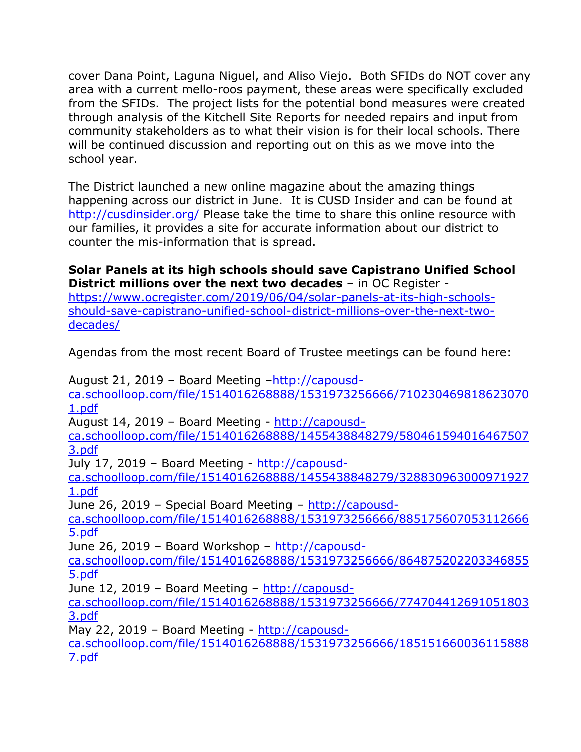cover Dana Point, Laguna Niguel, and Aliso Viejo.  Both SFIDs do NOT cover any area with a current mello-roos payment, these areas were specifically excluded from the SFIDs.  The project lists for the potential bond measures were created through analysis of the Kitchell Site Reports for needed repairs and input from community stakeholders as to what their vision is for their local schools. There will be continued discussion and reporting out on this as we move into the school year.

The District launched a new online magazine about the amazing things happening across our district in June.  It is CUSD Insider and can be found at [http://cusdinsider.org/](http://cusdinsider.org/) Please take the time to share this online resource with our families, it provides a site for accurate information about our district to counter the mis-information that is spread.

**Solar Panels at its high schools should save Capistrano Unified School District millions over the next two decades** – in OC Register - [https://www.ocregister.com/2019/06/04/solar-panels-at-its-high-schools-should-save-capistrano-unified-school-district-millions-over-the-next-two-decades/](https://www.ocregister.com/2019/06/04/solar-panels-at-its-high-schools-should-save-capistrano-unified-school-district-millions-over-the-next-two-decades/)

Agendas from the most recent Board of Trustee meetings can be found here:

August 21, 2019 – Board Meeting –[http://capousd-ca.schoolloop.com/file/1514016268888/1531973256666/7102304698186230701.pdf](http://capousd-ca.schoolloop.com/file/1514016268888/1531973256666/7102304698186230701.pdf)
August 14, 2019 – Board Meeting - [http://capousd-ca.schoolloop.com/file/1514016268888/1455438848279/5804615940164675073.pdf](http://capousd-ca.schoolloop.com/file/1514016268888/1455438848279/5804615940164675073.pdf)
July 17, 2019 – Board Meeting - [http://capousd-ca.schoolloop.com/file/1514016268888/1455438848279/3288309630009719271.pdf](http://capousd-ca.schoolloop.com/file/1514016268888/1455438848279/3288309630009719271.pdf)
June 26, 2019 – Special Board Meeting – [http://capousd-ca.schoolloop.com/file/1514016268888/1531973256666/8851756070531126665.pdf](http://capousd-ca.schoolloop.com/file/1514016268888/1531973256666/8851756070531126665.pdf)
June 26, 2019 – Board Workshop – [http://capousd-ca.schoolloop.com/file/1514016268888/1531973256666/8648752022033468555.pdf](http://capousd-ca.schoolloop.com/file/1514016268888/1531973256666/8648752022033468555.pdf)
June 12, 2019 – Board Meeting – [http://capousd-ca.schoolloop.com/file/1514016268888/1531973256666/7747044126910518033.pdf](http://capousd-ca.schoolloop.com/file/1514016268888/1531973256666/7747044126910518033.pdf)
May 22, 2019 – Board Meeting - [http://capousd-ca.schoolloop.com/file/1514016268888/1531973256666/1851516600361158887.pdf](http://capousd-ca.schoolloop.com/file/1514016268888/1531973256666/1851516600361158887.pdf)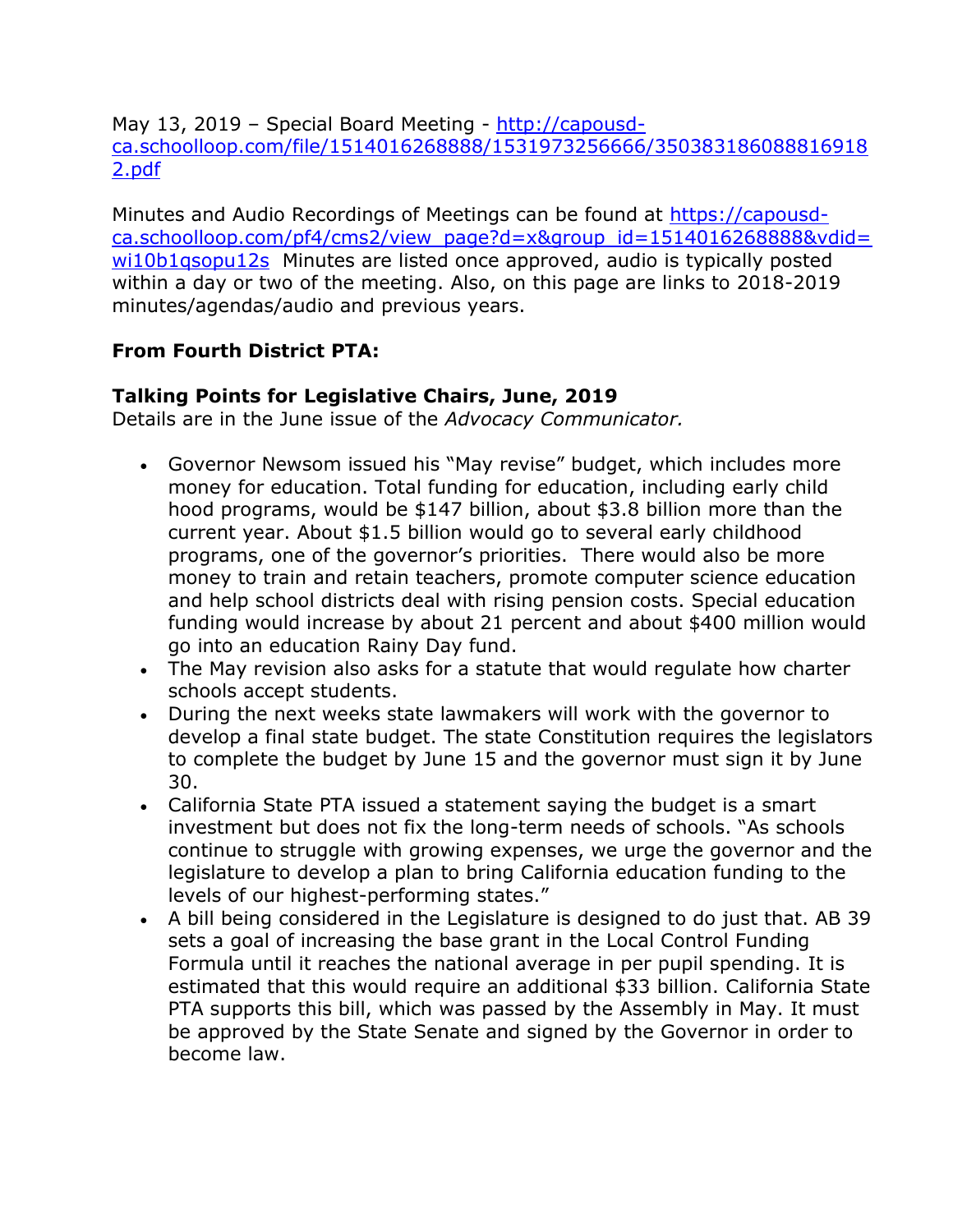May 13, 2019 – Special Board Meeting - http://capousd-ca.schoolloop.com/file/1514016268888/1531973256666/3503831860888169182.pdf

Minutes and Audio Recordings of Meetings can be found at https://capousd-ca.schoolloop.com/pf4/cms2/view_page?d=x&group_id=1514016268888&vdid=wi10b1qsopu12s Minutes are listed once approved, audio is typically posted within a day or two of the meeting. Also, on this page are links to 2018-2019 minutes/agendas/audio and previous years.

**From Fourth District PTA:**

**Talking Points for Legislative Chairs, June, 2019**
Details are in the June issue of the *Advocacy Communicator.*

- Governor Newsom issued his "May revise" budget, which includes more money for education. Total funding for education, including early child hood programs, would be $147 billion, about $3.8 billion more than the current year. About $1.5 billion would go to several early childhood programs, one of the governor's priorities. There would also be more money to train and retain teachers, promote computer science education and help school districts deal with rising pension costs. Special education funding would increase by about 21 percent and about $400 million would go into an education Rainy Day fund.
- The May revision also asks for a statute that would regulate how charter schools accept students.
- During the next weeks state lawmakers will work with the governor to develop a final state budget. The state Constitution requires the legislators to complete the budget by June 15 and the governor must sign it by June 30.
- California State PTA issued a statement saying the budget is a smart investment but does not fix the long-term needs of schools. "As schools continue to struggle with growing expenses, we urge the governor and the legislature to develop a plan to bring California education funding to the levels of our highest-performing states."
- A bill being considered in the Legislature is designed to do just that. AB 39 sets a goal of increasing the base grant in the Local Control Funding Formula until it reaches the national average in per pupil spending. It is estimated that this would require an additional $33 billion. California State PTA supports this bill, which was passed by the Assembly in May. It must be approved by the State Senate and signed by the Governor in order to become law.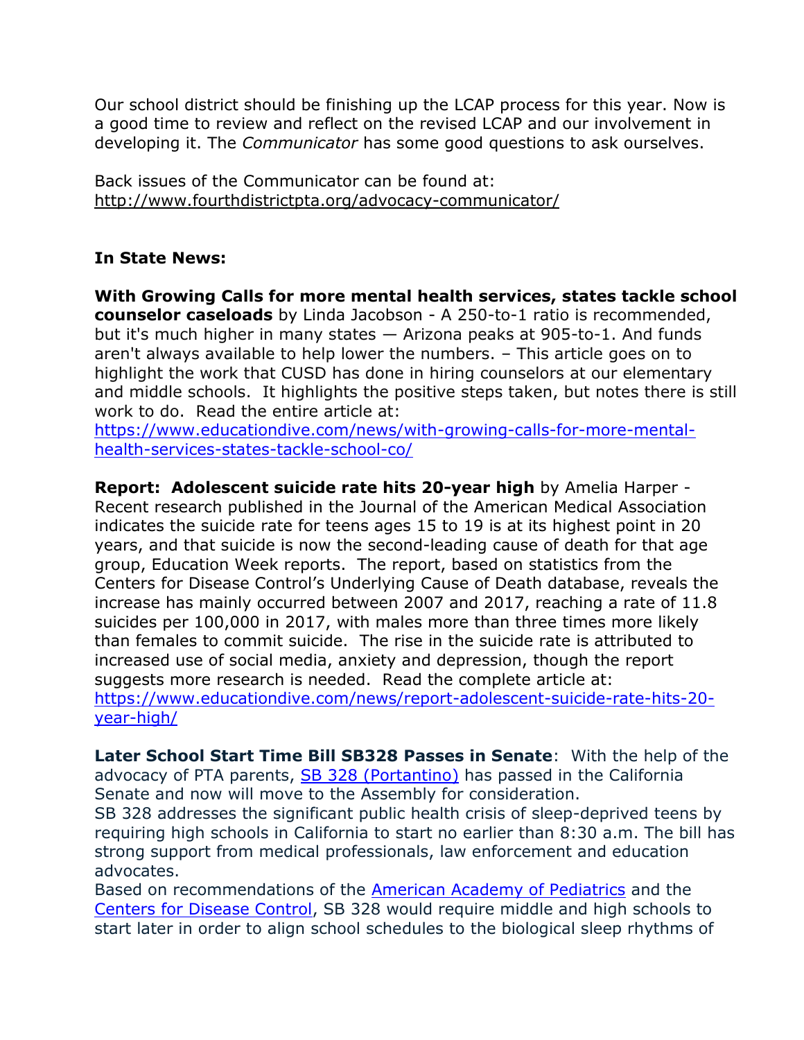Our school district should be finishing up the LCAP process for this year. Now is a good time to review and reflect on the revised LCAP and our involvement in developing it. The *Communicator* has some good questions to ask ourselves.

Back issues of the Communicator can be found at:
http://www.fourthdistrictpta.org/advocacy-communicator/

**In State News:**

**With Growing Calls for more mental health services, states tackle school counselor caseloads** by Linda Jacobson - A 250-to-1 ratio is recommended, but it's much higher in many states — Arizona peaks at 905-to-1. And funds aren't always available to help lower the numbers. – This article goes on to highlight the work that CUSD has done in hiring counselors at our elementary and middle schools. It highlights the positive steps taken, but notes there is still work to do. Read the entire article at:
https://www.educationdive.com/news/with-growing-calls-for-more-mental-health-services-states-tackle-school-co/

**Report: Adolescent suicide rate hits 20-year high** by Amelia Harper - Recent research published in the Journal of the American Medical Association indicates the suicide rate for teens ages 15 to 19 is at its highest point in 20 years, and that suicide is now the second-leading cause of death for that age group, Education Week reports. The report, based on statistics from the Centers for Disease Control's Underlying Cause of Death database, reveals the increase has mainly occurred between 2007 and 2017, reaching a rate of 11.8 suicides per 100,000 in 2017, with males more than three times more likely than females to commit suicide. The rise in the suicide rate is attributed to increased use of social media, anxiety and depression, though the report suggests more research is needed. Read the complete article at:
https://www.educationdive.com/news/report-adolescent-suicide-rate-hits-20-year-high/

**Later School Start Time Bill SB328 Passes in Senate**: With the help of the advocacy of PTA parents, SB 328 (Portantino) has passed in the California Senate and now will move to the Assembly for consideration.
SB 328 addresses the significant public health crisis of sleep-deprived teens by requiring high schools in California to start no earlier than 8:30 a.m. The bill has strong support from medical professionals, law enforcement and education advocates.
Based on recommendations of the American Academy of Pediatrics and the Centers for Disease Control, SB 328 would require middle and high schools to start later in order to align school schedules to the biological sleep rhythms of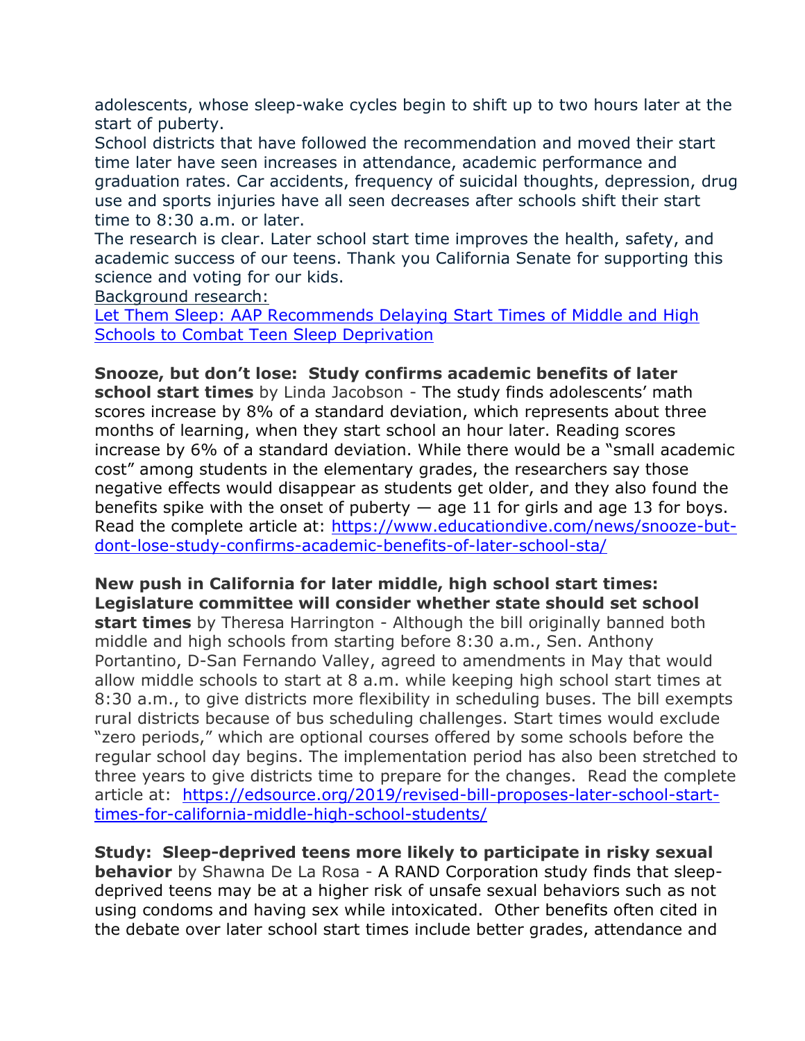adolescents, whose sleep-wake cycles begin to shift up to two hours later at the start of puberty.

School districts that have followed the recommendation and moved their start time later have seen increases in attendance, academic performance and graduation rates. Car accidents, frequency of suicidal thoughts, depression, drug use and sports injuries have all seen decreases after schools shift their start time to 8:30 a.m. or later.

The research is clear. Later school start time improves the health, safety, and academic success of our teens. Thank you California Senate for supporting this science and voting for our kids.

Background research:

[Let Them Sleep: AAP Recommends Delaying Start Times of Middle and High Schools to Combat Teen Sleep Deprivation]

**Snooze, but don't lose: Study confirms academic benefits of later school start times** by Linda Jacobson - The study finds adolescents' math scores increase by 8% of a standard deviation, which represents about three months of learning, when they start school an hour later. Reading scores increase by 6% of a standard deviation. While there would be a "small academic cost" among students in the elementary grades, the researchers say those negative effects would disappear as students get older, and they also found the benefits spike with the onset of puberty — age 11 for girls and age 13 for boys. Read the complete article at: https://www.educationdive.com/news/snooze-but-dont-lose-study-confirms-academic-benefits-of-later-school-sta/

**New push in California for later middle, high school start times: Legislature committee will consider whether state should set school start times** by Theresa Harrington - Although the bill originally banned both middle and high schools from starting before 8:30 a.m., Sen. Anthony Portantino, D-San Fernando Valley, agreed to amendments in May that would allow middle schools to start at 8 a.m. while keeping high school start times at 8:30 a.m., to give districts more flexibility in scheduling buses. The bill exempts rural districts because of bus scheduling challenges. Start times would exclude "zero periods," which are optional courses offered by some schools before the regular school day begins. The implementation period has also been stretched to three years to give districts time to prepare for the changes. Read the complete article at: https://edsource.org/2019/revised-bill-proposes-later-school-start-times-for-california-middle-high-school-students/

**Study: Sleep-deprived teens more likely to participate in risky sexual behavior** by Shawna De La Rosa - A RAND Corporation study finds that sleep-deprived teens may be at a higher risk of unsafe sexual behaviors such as not using condoms and having sex while intoxicated. Other benefits often cited in the debate over later school start times include better grades, attendance and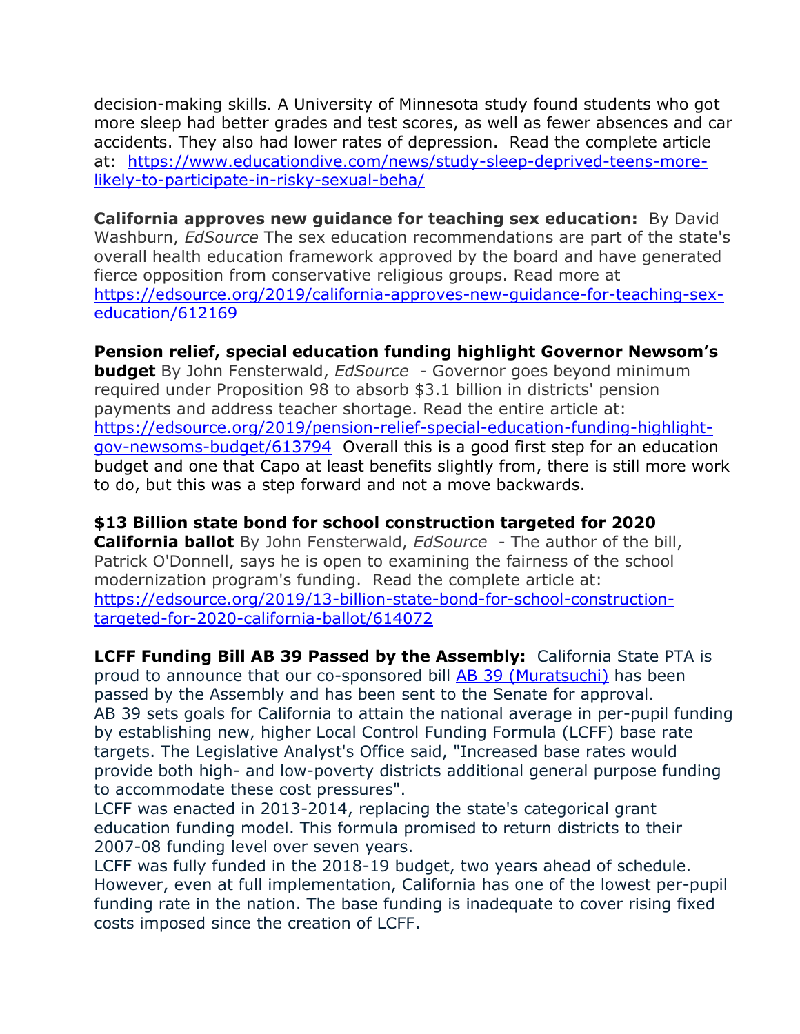decision-making skills. A University of Minnesota study found students who got more sleep had better grades and test scores, as well as fewer absences and car accidents. They also had lower rates of depression. Read the complete article at: [https://www.educationdive.com/news/study-sleep-deprived-teens-more-likely-to-participate-in-risky-sexual-beha/](https://www.educationdive.com/news/study-sleep-deprived-teens-more-likely-to-participate-in-risky-sexual-beha/)

**California approves new guidance for teaching sex education:** By David Washburn, *EdSource* The sex education recommendations are part of the state's overall health education framework approved by the board and have generated fierce opposition from conservative religious groups. Read more at [https://edsource.org/2019/california-approves-new-guidance-for-teaching-sex-education/612169](https://edsource.org/2019/california-approves-new-guidance-for-teaching-sex-education/612169)

**Pension relief, special education funding highlight Governor Newsom's budget** By John Fensterwald, *EdSource* - Governor goes beyond minimum required under Proposition 98 to absorb $3.1 billion in districts' pension payments and address teacher shortage. Read the entire article at: [https://edsource.org/2019/pension-relief-special-education-funding-highlight-gov-newsoms-budget/613794](https://edsource.org/2019/pension-relief-special-education-funding-highlight-gov-newsoms-budget/613794) Overall this is a good first step for an education budget and one that Capo at least benefits slightly from, there is still more work to do, but this was a step forward and not a move backwards.

**$13 Billion state bond for school construction targeted for 2020 California ballot** By John Fensterwald, *EdSource* - The author of the bill, Patrick O'Donnell, says he is open to examining the fairness of the school modernization program's funding. Read the complete article at: [https://edsource.org/2019/13-billion-state-bond-for-school-construction-targeted-for-2020-california-ballot/614072](https://edsource.org/2019/13-billion-state-bond-for-school-construction-targeted-for-2020-california-ballot/614072)

**LCFF Funding Bill AB 39 Passed by the Assembly:** California State PTA is proud to announce that our co-sponsored bill [AB 39 (Muratsuchi)]() has been passed by the Assembly and has been sent to the Senate for approval.
AB 39 sets goals for California to attain the national average in per-pupil funding by establishing new, higher Local Control Funding Formula (LCFF) base rate targets. The Legislative Analyst's Office said, "Increased base rates would provide both high- and low-poverty districts additional general purpose funding to accommodate these cost pressures".
LCFF was enacted in 2013-2014, replacing the state's categorical grant education funding model. This formula promised to return districts to their 2007-08 funding level over seven years.
LCFF was fully funded in the 2018-19 budget, two years ahead of schedule. However, even at full implementation, California has one of the lowest per-pupil funding rate in the nation. The base funding is inadequate to cover rising fixed costs imposed since the creation of LCFF.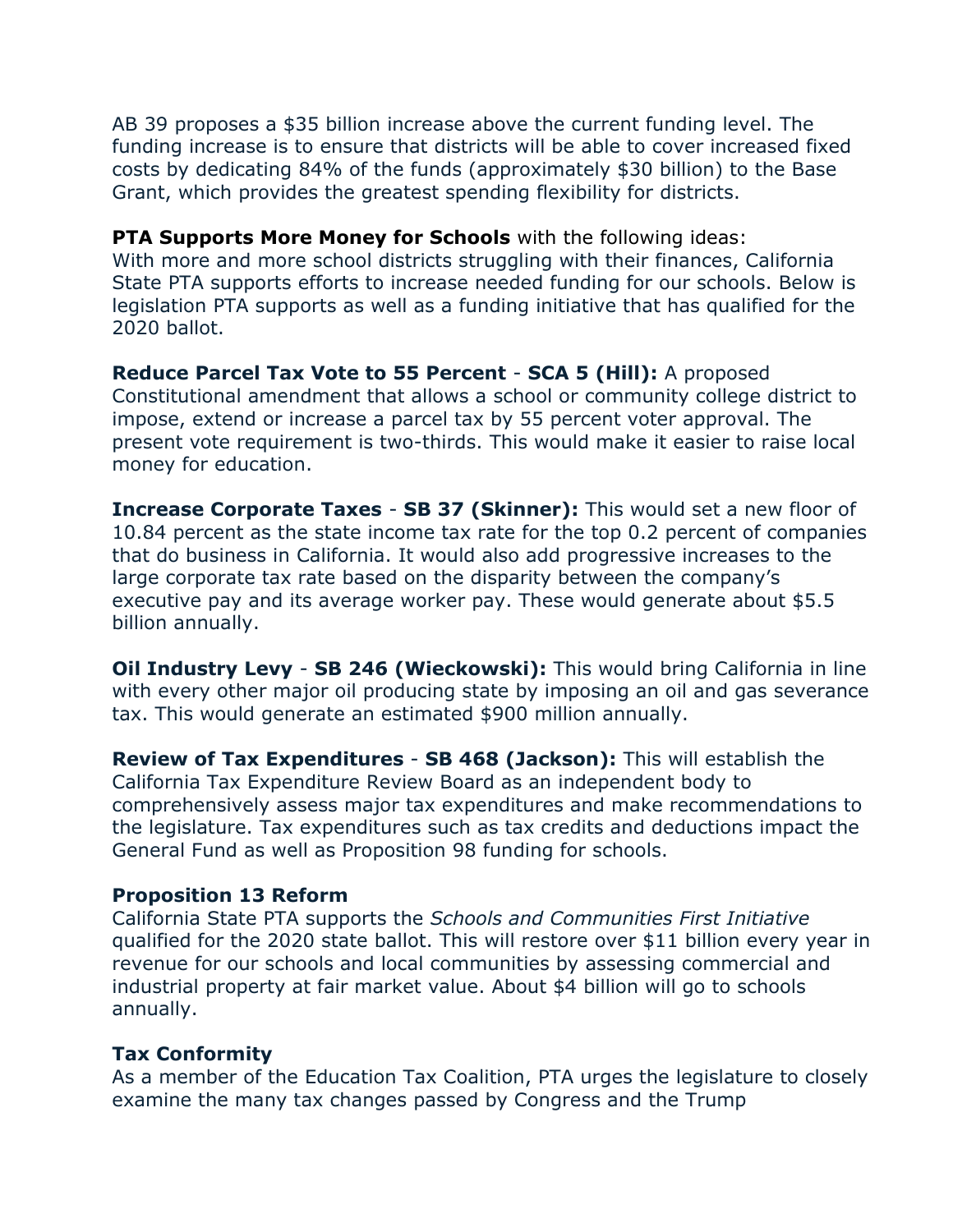AB 39 proposes a $35 billion increase above the current funding level. The funding increase is to ensure that districts will be able to cover increased fixed costs by dedicating 84% of the funds (approximately $30 billion) to the Base Grant, which provides the greatest spending flexibility for districts.

**PTA Supports More Money for Schools** with the following ideas:
With more and more school districts struggling with their finances, California State PTA supports efforts to increase needed funding for our schools. Below is legislation PTA supports as well as a funding initiative that has qualified for the 2020 ballot.

**Reduce Parcel Tax Vote to 55 Percent** - **SCA 5 (Hill):** A proposed Constitutional amendment that allows a school or community college district to impose, extend or increase a parcel tax by 55 percent voter approval. The present vote requirement is two-thirds. This would make it easier to raise local money for education.

**Increase Corporate Taxes** - **SB 37 (Skinner):** This would set a new floor of 10.84 percent as the state income tax rate for the top 0.2 percent of companies that do business in California. It would also add progressive increases to the large corporate tax rate based on the disparity between the company's executive pay and its average worker pay. These would generate about $5.5 billion annually.

**Oil Industry Levy** - **SB 246 (Wieckowski):** This would bring California in line with every other major oil producing state by imposing an oil and gas severance tax. This would generate an estimated $900 million annually.

**Review of Tax Expenditures** - **SB 468 (Jackson):** This will establish the California Tax Expenditure Review Board as an independent body to comprehensively assess major tax expenditures and make recommendations to the legislature. Tax expenditures such as tax credits and deductions impact the General Fund as well as Proposition 98 funding for schools.

**Proposition 13 Reform**
California State PTA supports the *Schools and Communities First Initiative* qualified for the 2020 state ballot. This will restore over $11 billion every year in revenue for our schools and local communities by assessing commercial and industrial property at fair market value. About $4 billion will go to schools annually.

**Tax Conformity**
As a member of the Education Tax Coalition, PTA urges the legislature to closely examine the many tax changes passed by Congress and the Trump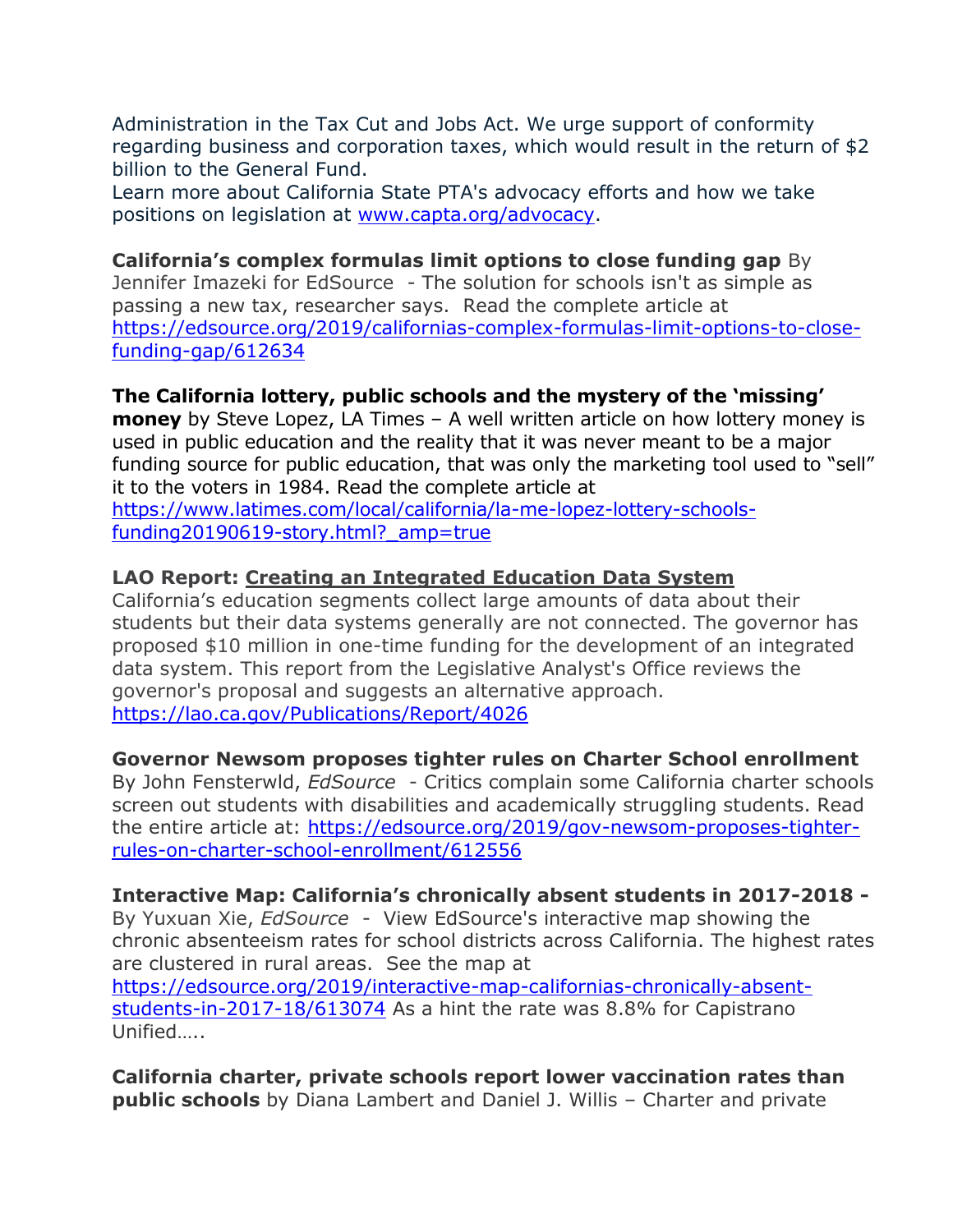Administration in the Tax Cut and Jobs Act. We urge support of conformity regarding business and corporation taxes, which would result in the return of $2 billion to the General Fund.
Learn more about California State PTA's advocacy efforts and how we take positions on legislation at [www.capta.org/advocacy](www.capta.org/advocacy).

**California's complex formulas limit options to close funding gap** By Jennifer Imazeki for EdSource - The solution for schools isn't as simple as passing a new tax, researcher says. Read the complete article at [https://edsource.org/2019/californias-complex-formulas-limit-options-to-close-funding-gap/612634](https://edsource.org/2019/californias-complex-formulas-limit-options-to-close-funding-gap/612634)

**The California lottery, public schools and the mystery of the 'missing' money** by Steve Lopez, LA Times – A well written article on how lottery money is used in public education and the reality that it was never meant to be a major funding source for public education, that was only the marketing tool used to "sell" it to the voters in 1984. Read the complete article at [https://www.latimes.com/local/california/la-me-lopez-lottery-schools-funding20190619-story.html?_amp=true](https://www.latimes.com/local/california/la-me-lopez-lottery-schools-funding20190619-story.html?_amp=true)

**LAO Report: Creating an Integrated Education Data System**
California's education segments collect large amounts of data about their students but their data systems generally are not connected. The governor has proposed $10 million in one-time funding for the development of an integrated data system. This report from the Legislative Analyst's Office reviews the governor's proposal and suggests an alternative approach.
[https://lao.ca.gov/Publications/Report/4026](https://lao.ca.gov/Publications/Report/4026)

**Governor Newsom proposes tighter rules on Charter School enrollment** By John Fensterwld, *EdSource* - Critics complain some California charter schools screen out students with disabilities and academically struggling students. Read the entire article at: [https://edsource.org/2019/gov-newsom-proposes-tighter-rules-on-charter-school-enrollment/612556](https://edsource.org/2019/gov-newsom-proposes-tighter-rules-on-charter-school-enrollment/612556)

**Interactive Map: California's chronically absent students in 2017-2018 -** By Yuxuan Xie, *EdSource* - View EdSource's interactive map showing the chronic absenteeism rates for school districts across California. The highest rates are clustered in rural areas. See the map at [https://edsource.org/2019/interactive-map-californias-chronically-absent-students-in-2017-18/613074](https://edsource.org/2019/interactive-map-californias-chronically-absent-students-in-2017-18/613074) As a hint the rate was 8.8% for Capistrano Unified…..

**California charter, private schools report lower vaccination rates than public schools** by Diana Lambert and Daniel J. Willis – Charter and private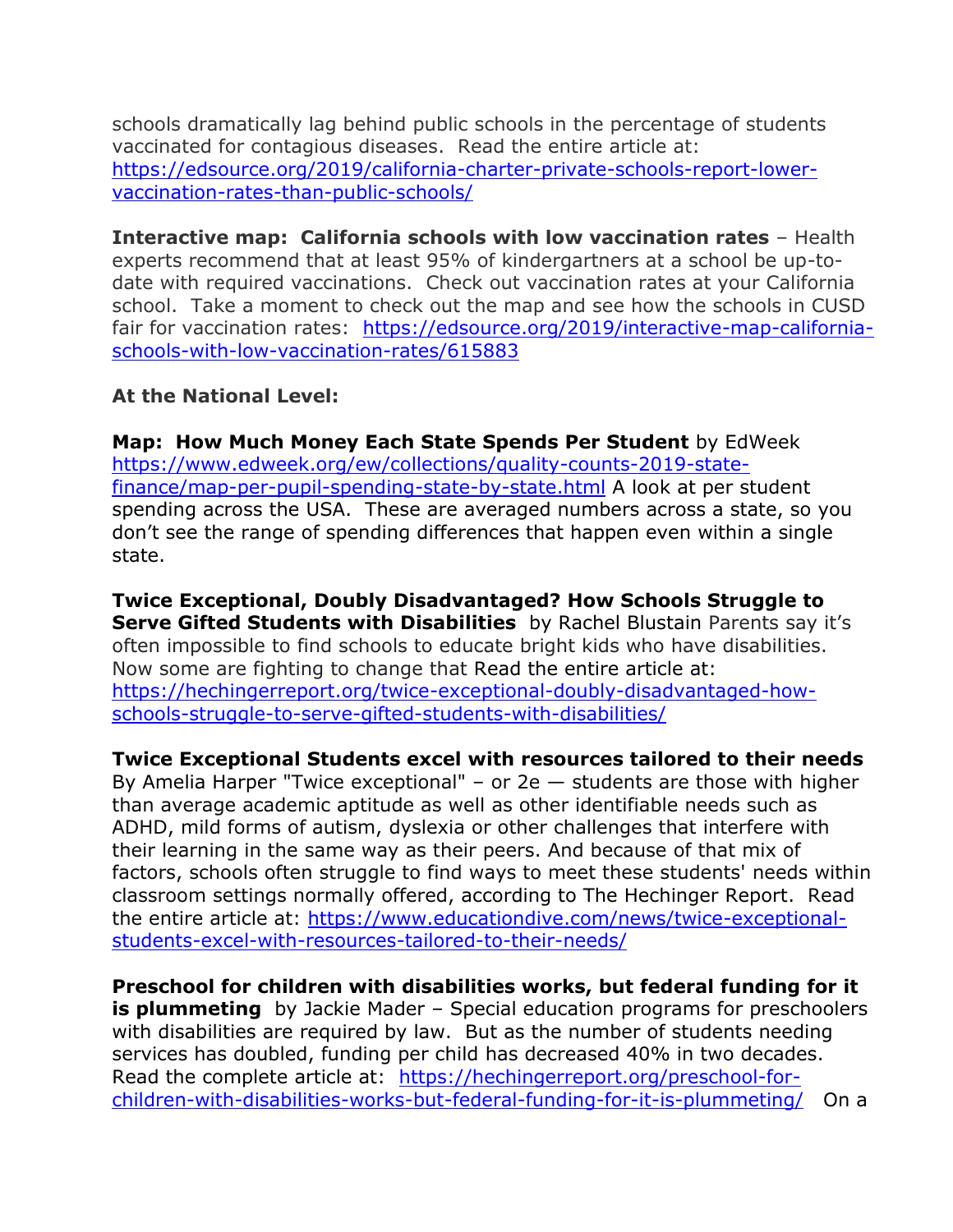schools dramatically lag behind public schools in the percentage of students vaccinated for contagious diseases. Read the entire article at: [https://edsource.org/2019/california-charter-private-schools-report-lower-vaccination-rates-than-public-schools/](https://edsource.org/2019/california-charter-private-schools-report-lower-vaccination-rates-than-public-schools/)

**Interactive map: California schools with low vaccination rates** – Health experts recommend that at least 95% of kindergartners at a school be up-to-date with required vaccinations. Check out vaccination rates at your California school. Take a moment to check out the map and see how the schools in CUSD fair for vaccination rates: [https://edsource.org/2019/interactive-map-california-schools-with-low-vaccination-rates/615883](https://edsource.org/2019/interactive-map-california-schools-with-low-vaccination-rates/615883)

**At the National Level:**

**Map: How Much Money Each State Spends Per Student** by EdWeek [https://www.edweek.org/ew/collections/quality-counts-2019-state-finance/map-per-pupil-spending-state-by-state.html](https://www.edweek.org/ew/collections/quality-counts-2019-state-finance/map-per-pupil-spending-state-by-state.html) A look at per student spending across the USA. These are averaged numbers across a state, so you don't see the range of spending differences that happen even within a single state.

**Twice Exceptional, Doubly Disadvantaged? How Schools Struggle to Serve Gifted Students with Disabilities** by Rachel Blustain Parents say it's often impossible to find schools to educate bright kids who have disabilities. Now some are fighting to change that Read the entire article at: [https://hechingerreport.org/twice-exceptional-doubly-disadvantaged-how-schools-struggle-to-serve-gifted-students-with-disabilities/](https://hechingerreport.org/twice-exceptional-doubly-disadvantaged-how-schools-struggle-to-serve-gifted-students-with-disabilities/)

**Twice Exceptional Students excel with resources tailored to their needs** By Amelia Harper "Twice exceptional" – or 2e — students are those with higher than average academic aptitude as well as other identifiable needs such as ADHD, mild forms of autism, dyslexia or other challenges that interfere with their learning in the same way as their peers. And because of that mix of factors, schools often struggle to find ways to meet these students' needs within classroom settings normally offered, according to The Hechinger Report. Read the entire article at: [https://www.educationdive.com/news/twice-exceptional-students-excel-with-resources-tailored-to-their-needs/](https://www.educationdive.com/news/twice-exceptional-students-excel-with-resources-tailored-to-their-needs/)

**Preschool for children with disabilities works, but federal funding for it is plummeting** by Jackie Mader – Special education programs for preschoolers with disabilities are required by law. But as the number of students needing services has doubled, funding per child has decreased 40% in two decades. Read the complete article at: [https://hechingerreport.org/preschool-for-children-with-disabilities-works-but-federal-funding-for-it-is-plummeting/](https://hechingerreport.org/preschool-for-children-with-disabilities-works-but-federal-funding-for-it-is-plummeting/) On a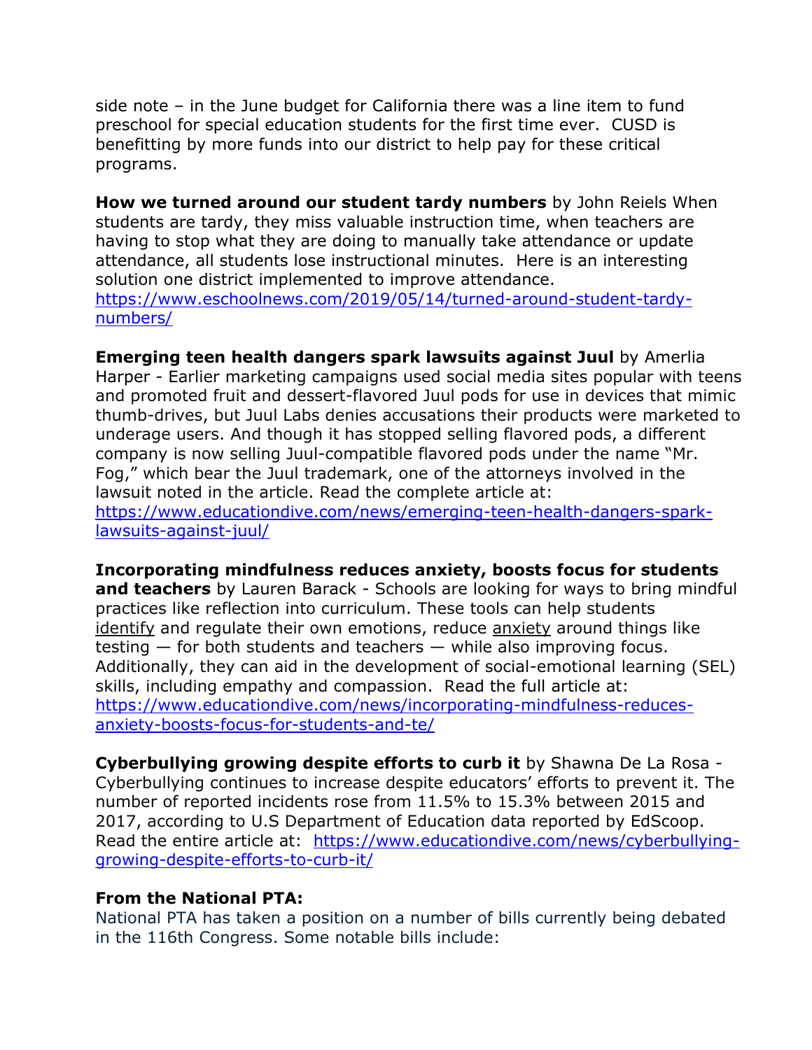side note – in the June budget for California there was a line item to fund preschool for special education students for the first time ever. CUSD is benefitting by more funds into our district to help pay for these critical programs.

**How we turned around our student tardy numbers** by John Reiels When students are tardy, they miss valuable instruction time, when teachers are having to stop what they are doing to manually take attendance or update attendance, all students lose instructional minutes. Here is an interesting solution one district implemented to improve attendance. [https://www.eschoolnews.com/2019/05/14/turned-around-student-tardy-numbers/](https://www.eschoolnews.com/2019/05/14/turned-around-student-tardy-numbers/)

**Emerging teen health dangers spark lawsuits against Juul** by Amerlia Harper - Earlier marketing campaigns used social media sites popular with teens and promoted fruit and dessert-flavored Juul pods for use in devices that mimic thumb-drives, but Juul Labs denies accusations their products were marketed to underage users. And though it has stopped selling flavored pods, a different company is now selling Juul-compatible flavored pods under the name "Mr. Fog," which bear the Juul trademark, one of the attorneys involved in the lawsuit noted in the article. Read the complete article at: [https://www.educationdive.com/news/emerging-teen-health-dangers-spark-lawsuits-against-juul/](https://www.educationdive.com/news/emerging-teen-health-dangers-spark-lawsuits-against-juul/)

**Incorporating mindfulness reduces anxiety, boosts focus for students and teachers** by Lauren Barack - Schools are looking for ways to bring mindful practices like reflection into curriculum. These tools can help students identify and regulate their own emotions, reduce anxiety around things like testing — for both students and teachers — while also improving focus. Additionally, they can aid in the development of social-emotional learning (SEL) skills, including empathy and compassion. Read the full article at: [https://www.educationdive.com/news/incorporating-mindfulness-reduces-anxiety-boosts-focus-for-students-and-te/](https://www.educationdive.com/news/incorporating-mindfulness-reduces-anxiety-boosts-focus-for-students-and-te/)

**Cyberbullying growing despite efforts to curb it** by Shawna De La Rosa - Cyberbullying continues to increase despite educators' efforts to prevent it. The number of reported incidents rose from 11.5% to 15.3% between 2015 and 2017, according to U.S Department of Education data reported by EdScoop. Read the entire article at: [https://www.educationdive.com/news/cyberbullying-growing-despite-efforts-to-curb-it/](https://www.educationdive.com/news/cyberbullying-growing-despite-efforts-to-curb-it/)

**From the National PTA:**

National PTA has taken a position on a number of bills currently being debated in the 116th Congress. Some notable bills include: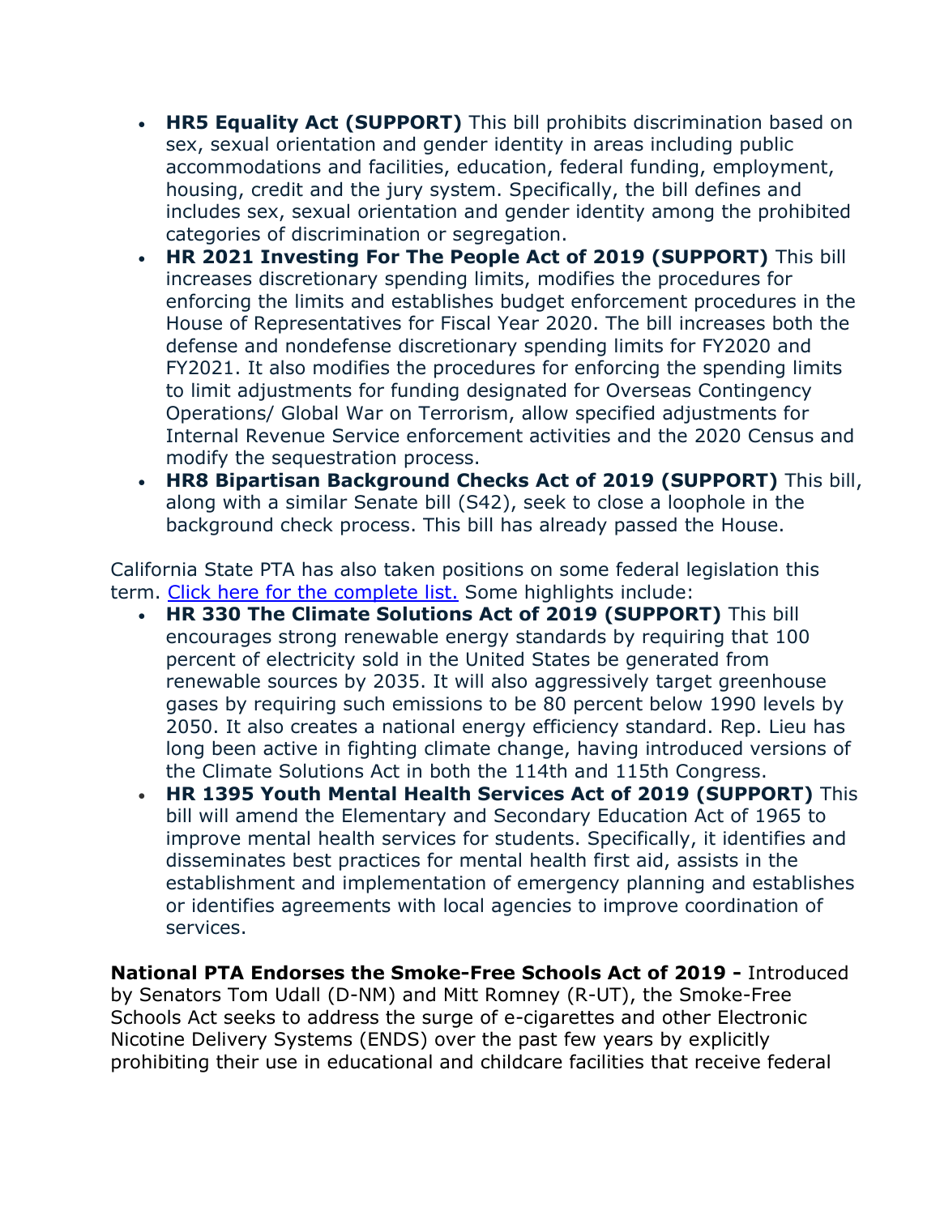- **HR5 Equality Act (SUPPORT)** This bill prohibits discrimination based on sex, sexual orientation and gender identity in areas including public accommodations and facilities, education, federal funding, employment, housing, credit and the jury system. Specifically, the bill defines and includes sex, sexual orientation and gender identity among the prohibited categories of discrimination or segregation.
- **HR 2021 Investing For The People Act of 2019 (SUPPORT)** This bill increases discretionary spending limits, modifies the procedures for enforcing the limits and establishes budget enforcement procedures in the House of Representatives for Fiscal Year 2020. The bill increases both the defense and nondefense discretionary spending limits for FY2020 and FY2021. It also modifies the procedures for enforcing the spending limits to limit adjustments for funding designated for Overseas Contingency Operations/ Global War on Terrorism, allow specified adjustments for Internal Revenue Service enforcement activities and the 2020 Census and modify the sequestration process.
- **HR8 Bipartisan Background Checks Act of 2019 (SUPPORT)** This bill, along with a similar Senate bill (S42), seek to close a loophole in the background check process. This bill has already passed the House.

California State PTA has also taken positions on some federal legislation this term. [Click here for the complete list.]() Some highlights include:

- **HR 330 The Climate Solutions Act of 2019 (SUPPORT)** This bill encourages strong renewable energy standards by requiring that 100 percent of electricity sold in the United States be generated from renewable sources by 2035. It will also aggressively target greenhouse gases by requiring such emissions to be 80 percent below 1990 levels by 2050. It also creates a national energy efficiency standard. Rep. Lieu has long been active in fighting climate change, having introduced versions of the Climate Solutions Act in both the 114th and 115th Congress.
- **HR 1395 Youth Mental Health Services Act of 2019 (SUPPORT)** This bill will amend the Elementary and Secondary Education Act of 1965 to improve mental health services for students. Specifically, it identifies and disseminates best practices for mental health first aid, assists in the establishment and implementation of emergency planning and establishes or identifies agreements with local agencies to improve coordination of services.

**National PTA Endorses the Smoke-Free Schools Act of 2019 -** Introduced by Senators Tom Udall (D-NM) and Mitt Romney (R-UT), the Smoke-Free Schools Act seeks to address the surge of e-cigarettes and other Electronic Nicotine Delivery Systems (ENDS) over the past few years by explicitly prohibiting their use in educational and childcare facilities that receive federal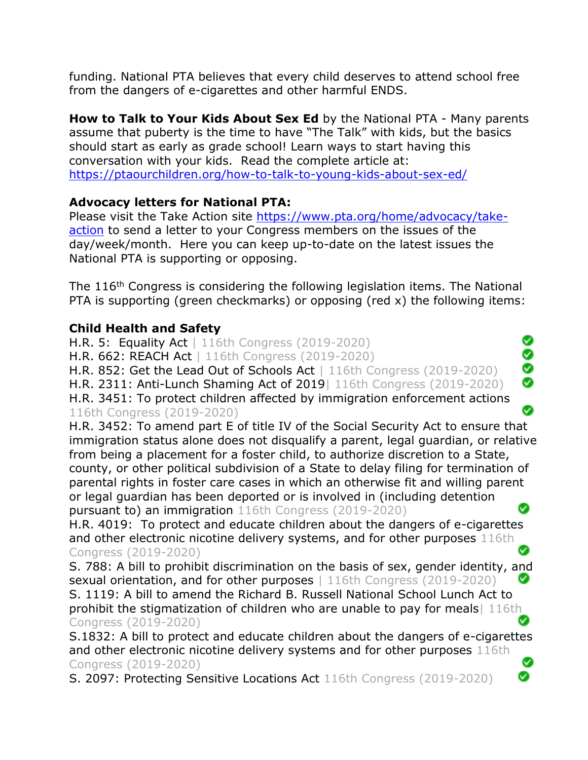funding. National PTA believes that every child deserves to attend school free from the dangers of e-cigarettes and other harmful ENDS.

**How to Talk to Your Kids About Sex Ed** by the National PTA - Many parents assume that puberty is the time to have "The Talk" with kids, but the basics should start as early as grade school! Learn ways to start having this conversation with your kids. Read the complete article at: https://ptaourchildren.org/how-to-talk-to-young-kids-about-sex-ed/

**Advocacy letters for National PTA:**
Please visit the Take Action site https://www.pta.org/home/advocacy/take-action to send a letter to your Congress members on the issues of the day/week/month. Here you can keep up-to-date on the latest issues the National PTA is supporting or opposing.

The 116th Congress is considering the following legislation items. The National PTA is supporting (green checkmarks) or opposing (red x) the following items:

**Child Health and Safety**

H.R. 5: Equality Act | 116th Congress (2019-2020) ✅

H.R. 662: REACH Act | 116th Congress (2019-2020) ✅

H.R. 852: Get the Lead Out of Schools Act | 116th Congress (2019-2020) ✅

H.R. 2311: Anti-Lunch Shaming Act of 2019| 116th Congress (2019-2020) ✅

H.R. 3451: To protect children affected by immigration enforcement actions 116th Congress (2019-2020) ✅

H.R. 3452: To amend part E of title IV of the Social Security Act to ensure that immigration status alone does not disqualify a parent, legal guardian, or relative from being a placement for a foster child, to authorize discretion to a State, county, or other political subdivision of a State to delay filing for termination of parental rights in foster care cases in which an otherwise fit and willing parent or legal guardian has been deported or is involved in (including detention pursuant to) an immigration 116th Congress (2019-2020) ✅

H.R. 4019: To protect and educate children about the dangers of e-cigarettes and other electronic nicotine delivery systems, and for other purposes 116th Congress (2019-2020) ✅

S. 788: A bill to prohibit discrimination on the basis of sex, gender identity, and sexual orientation, and for other purposes | 116th Congress (2019-2020) ✅

S. 1119: A bill to amend the Richard B. Russell National School Lunch Act to prohibit the stigmatization of children who are unable to pay for meals| 116th Congress (2019-2020) ✅

S.1832: A bill to protect and educate children about the dangers of e-cigarettes and other electronic nicotine delivery systems and for other purposes 116th Congress (2019-2020) ✅

S. 2097: Protecting Sensitive Locations Act 116th Congress (2019-2020) ✅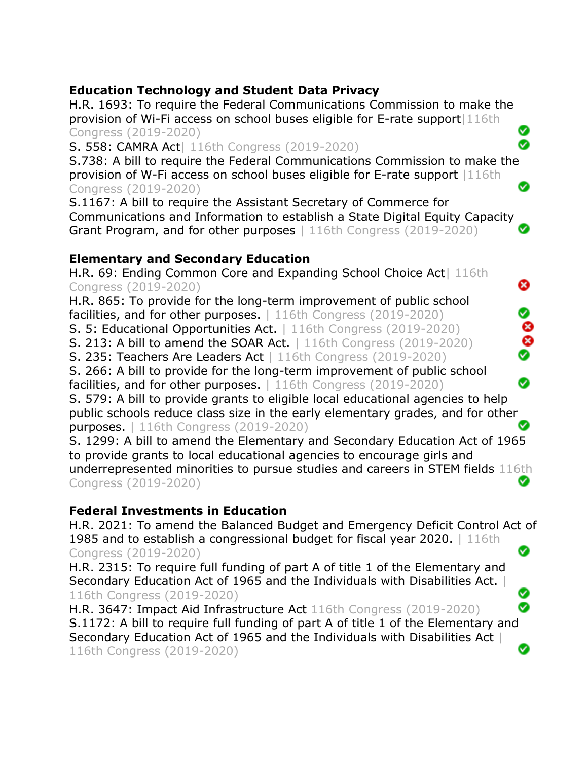**Education Technology and Student Data Privacy**

H.R. 1693: To require the Federal Communications Commission to make the provision of Wi-Fi access on school buses eligible for E-rate support | 116th Congress (2019-2020) ✅

S. 558: CAMRA Act | 116th Congress (2019-2020) ✅

S.738: A bill to require the Federal Communications Commission to make the provision of W-Fi access on school buses eligible for E-rate support | 116th Congress (2019-2020) ✅

S.1167: A bill to require the Assistant Secretary of Commerce for Communications and Information to establish a State Digital Equity Capacity Grant Program, and for other purposes | 116th Congress (2019-2020) ✅

**Elementary and Secondary Education**

H.R. 69: Ending Common Core and Expanding School Choice Act | 116th Congress (2019-2020) ❌

H.R. 865: To provide for the long-term improvement of public school facilities, and for other purposes. | 116th Congress (2019-2020) ✅

S. 5: Educational Opportunities Act. | 116th Congress (2019-2020) ❌

S. 213: A bill to amend the SOAR Act. | 116th Congress (2019-2020) ❌

S. 235: Teachers Are Leaders Act | 116th Congress (2019-2020) ✅

S. 266: A bill to provide for the long-term improvement of public school facilities, and for other purposes. | 116th Congress (2019-2020) ✅

S. 579: A bill to provide grants to eligible local educational agencies to help public schools reduce class size in the early elementary grades, and for other purposes. | 116th Congress (2019-2020) ✅

S. 1299: A bill to amend the Elementary and Secondary Education Act of 1965 to provide grants to local educational agencies to encourage girls and underrepresented minorities to pursue studies and careers in STEM fields 116th Congress (2019-2020) ✅

**Federal Investments in Education**

H.R. 2021: To amend the Balanced Budget and Emergency Deficit Control Act of 1985 and to establish a congressional budget for fiscal year 2020. | 116th Congress (2019-2020) ✅

H.R. 2315: To require full funding of part A of title 1 of the Elementary and Secondary Education Act of 1965 and the Individuals with Disabilities Act. | 116th Congress (2019-2020) ✅

H.R. 3647: Impact Aid Infrastructure Act 116th Congress (2019-2020) ✅

S.1172: A bill to require full funding of part A of title 1 of the Elementary and Secondary Education Act of 1965 and the Individuals with Disabilities Act | 116th Congress (2019-2020) ✅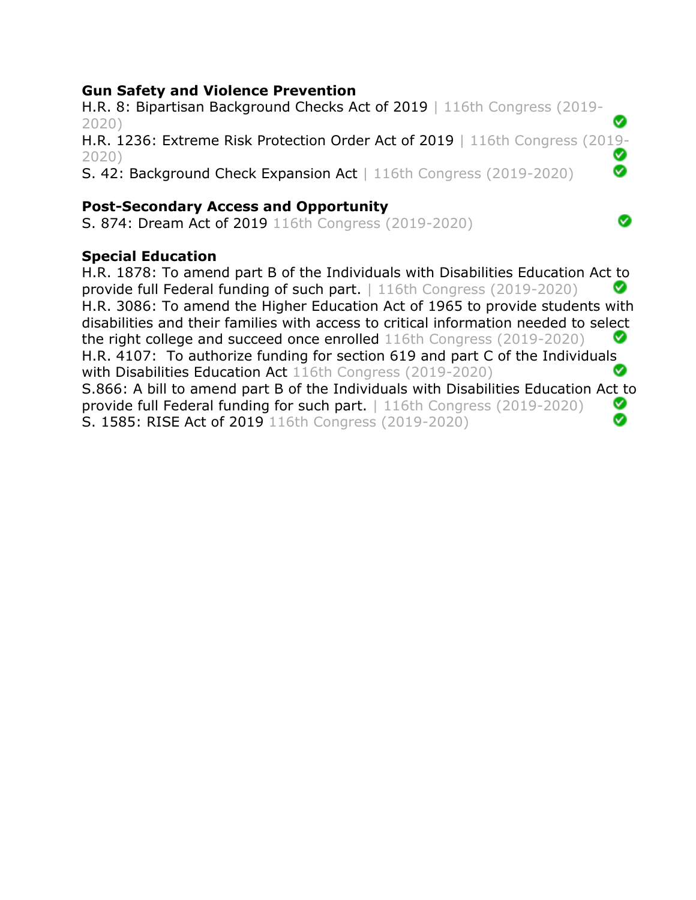**Gun Safety and Violence Prevention**

H.R. 8: Bipartisan Background Checks Act of 2019 | 116th Congress (2019-2020) ✅

H.R. 1236: Extreme Risk Protection Order Act of 2019 | 116th Congress (2019-2020) ✅

S. 42: Background Check Expansion Act | 116th Congress (2019-2020) ✅

**Post-Secondary Access and Opportunity**

S. 874: Dream Act of 2019 116th Congress (2019-2020) ✅

**Special Education**

H.R. 1878: To amend part B of the Individuals with Disabilities Education Act to provide full Federal funding of such part. | 116th Congress (2019-2020) ✅

H.R. 3086: To amend the Higher Education Act of 1965 to provide students with disabilities and their families with access to critical information needed to select the right college and succeed once enrolled 116th Congress (2019-2020) ✅

H.R. 4107: To authorize funding for section 619 and part C of the Individuals with Disabilities Education Act 116th Congress (2019-2020) ✅

S.866: A bill to amend part B of the Individuals with Disabilities Education Act to provide full Federal funding for such part. | 116th Congress (2019-2020) ✅

S. 1585: RISE Act of 2019 116th Congress (2019-2020) ✅